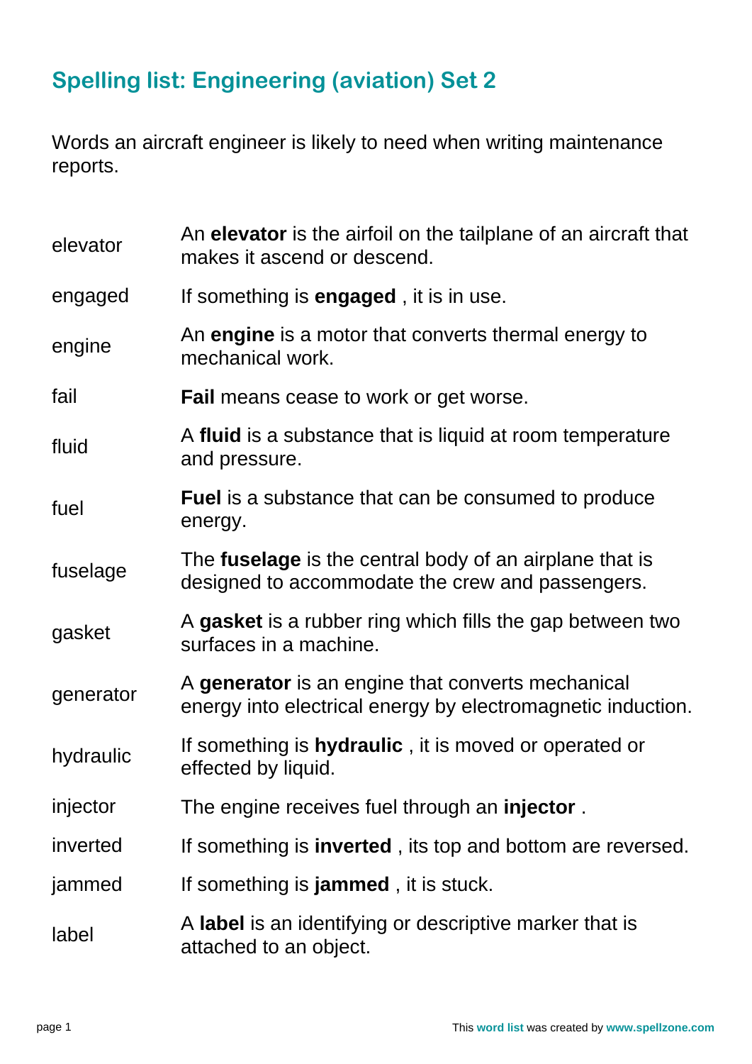## Spelling list: Engineering (aviation) Set 2

Words an aircraft engineer is likely to need when writing maintenance reports.

| | |
|---|---|
| elevator | An **elevator** is the airfoil on the tailplane of an aircraft that makes it ascend or descend. |
| engaged | If something is **engaged** , it is in use. |
| engine | An **engine** is a motor that converts thermal energy to mechanical work. |
| fail | **Fail** means cease to work or get worse. |
| fluid | A **fluid** is a substance that is liquid at room temperature and pressure. |
| fuel | **Fuel** is a substance that can be consumed to produce energy. |
| fuselage | The **fuselage** is the central body of an airplane that is designed to accommodate the crew and passengers. |
| gasket | A **gasket** is a rubber ring which fills the gap between two surfaces in a machine. |
| generator | A **generator** is an engine that converts mechanical energy into electrical energy by electromagnetic induction. |
| hydraulic | If something is **hydraulic** , it is moved or operated or effected by liquid. |
| injector | The engine receives fuel through an **injector** . |
| inverted | If something is **inverted** , its top and bottom are reversed. |
| jammed | If something is **jammed** , it is stuck. |
| label | A **label** is an identifying or descriptive marker that is attached to an object. |

This **word list** was created by **www.spellzone.com**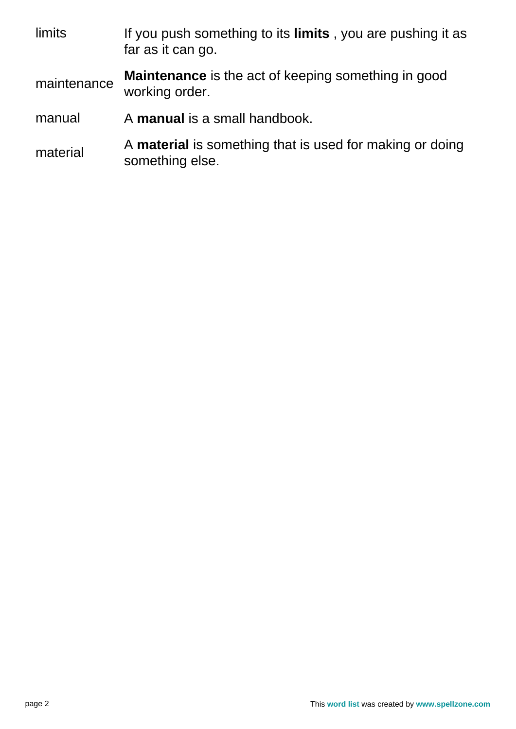| | |
|---|---|
| limits | If you push something to its **limits** , you are pushing it as far as it can go. |
| maintenance | **Maintenance** is the act of keeping something in good working order. |
| manual | A **manual** is a small handbook. |
| material | A **material** is something that is used for making or doing something else. |

This **word list** was created by **www.spellzone.com**